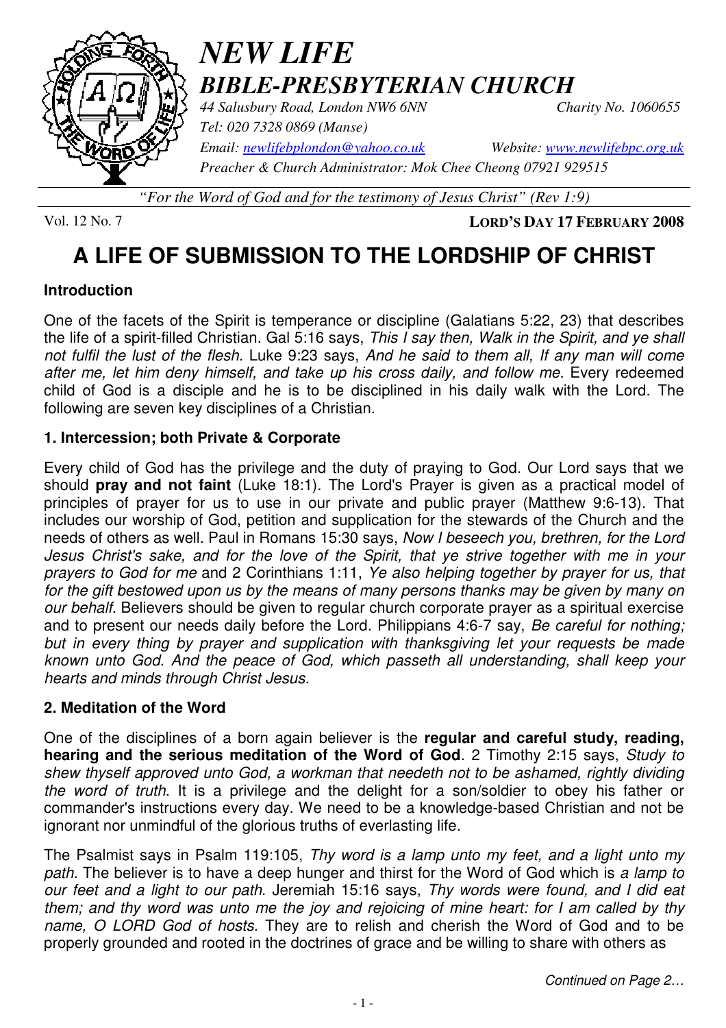# *NEW LIFE*
## *BIBLE-PRESBYTERIAN CHURCH*

*44 Salusbury Road, London NW6 6NN* *Charity No. 1060655*
*Tel: 020 7328 0869 (Manse)*
*Email: newlifebplondon@yahoo.co.uk* *Website: www.newlifebpc.org.uk*
*Preacher & Church Administrator: Mok Chee Cheong 07921 929515*

*"For the Word of God and for the testimony of Jesus Christ" (Rev 1:9)*

Vol. 12 No. 7 **LORD'S DAY 17 FEBRUARY 2008**

# A LIFE OF SUBMISSION TO THE LORDSHIP OF CHRIST

### Introduction

One of the facets of the Spirit is temperance or discipline (Galatians 5:22, 23) that describes the life of a spirit-filled Christian. Gal 5:16 says, *This I say then, Walk in the Spirit, and ye shall not fulfil the lust of the flesh.* Luke 9:23 says, *And he said to them all, If any man will come after me, let him deny himself, and take up his cross daily, and follow me.* Every redeemed child of God is a disciple and he is to be disciplined in his daily walk with the Lord. The following are seven key disciplines of a Christian.

### 1. Intercession; both Private & Corporate

Every child of God has the privilege and the duty of praying to God. Our Lord says that we should **pray and not faint** (Luke 18:1). The Lord's Prayer is given as a practical model of principles of prayer for us to use in our private and public prayer (Matthew 9:6-13). That includes our worship of God, petition and supplication for the stewards of the Church and the needs of others as well. Paul in Romans 15:30 says, *Now I beseech you, brethren, for the Lord Jesus Christ's sake, and for the love of the Spirit, that ye strive together with me in your prayers to God for me* and 2 Corinthians 1:11, *Ye also helping together by prayer for us, that for the gift bestowed upon us by the means of many persons thanks may be given by many on our behalf.* Believers should be given to regular church corporate prayer as a spiritual exercise and to present our needs daily before the Lord. Philippians 4:6-7 say, *Be careful for nothing; but in every thing by prayer and supplication with thanksgiving let your requests be made known unto God. And the peace of God, which passeth all understanding, shall keep your hearts and minds through Christ Jesus.*

### 2. Meditation of the Word

One of the disciplines of a born again believer is the **regular and careful study, reading, hearing and the serious meditation of the Word of God**. 2 Timothy 2:15 says, *Study to shew thyself approved unto God, a workman that needeth not to be ashamed, rightly dividing the word of truth.* It is a privilege and the delight for a son/soldier to obey his father or commander's instructions every day. We need to be a knowledge-based Christian and not be ignorant nor unmindful of the glorious truths of everlasting life.

The Psalmist says in Psalm 119:105, *Thy word is a lamp unto my feet, and a light unto my path.* The believer is to have a deep hunger and thirst for the Word of God which is *a lamp to our feet and a light to our path*. Jeremiah 15:16 says, *Thy words were found, and I did eat them; and thy word was unto me the joy and rejoicing of mine heart: for I am called by thy name, O LORD God of hosts.* They are to relish and cherish the Word of God and to be properly grounded and rooted in the doctrines of grace and be willing to share with others as

*Continued on Page 2…*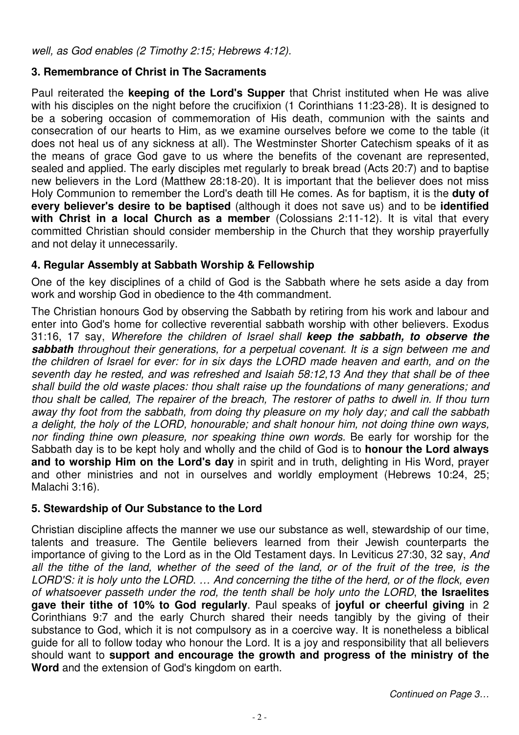*well, as God enables (2 Timothy 2:15; Hebrews 4:12).*

### 3. Remembrance of Christ in The Sacraments

Paul reiterated the **keeping of the Lord's Supper** that Christ instituted when He was alive with his disciples on the night before the crucifixion (1 Corinthians 11:23-28). It is designed to be a sobering occasion of commemoration of His death, communion with the saints and consecration of our hearts to Him, as we examine ourselves before we come to the table (it does not heal us of any sickness at all). The Westminster Shorter Catechism speaks of it as the means of grace God gave to us where the benefits of the covenant are represented, sealed and applied. The early disciples met regularly to break bread (Acts 20:7) and to baptise new believers in the Lord (Matthew 28:18-20). It is important that the believer does not miss Holy Communion to remember the Lord's death till He comes. As for baptism, it is the **duty of every believer's desire to be baptised** (although it does not save us) and to be **identified with Christ in a local Church as a member** (Colossians 2:11-12). It is vital that every committed Christian should consider membership in the Church that they worship prayerfully and not delay it unnecessarily.

### 4. Regular Assembly at Sabbath Worship & Fellowship

One of the key disciplines of a child of God is the Sabbath where he sets aside a day from work and worship God in obedience to the 4th commandment.

The Christian honours God by observing the Sabbath by retiring from his work and labour and enter into God's home for collective reverential sabbath worship with other believers. Exodus 31:16, 17 say, *Wherefore the children of Israel shall **keep the sabbath, to observe the sabbath** throughout their generations, for a perpetual covenant. It is a sign between me and the children of Israel for ever: for in six days the LORD made heaven and earth, and on the seventh day he rested, and was refreshed and Isaiah 58:12,13 And they that shall be of thee shall build the old waste places: thou shalt raise up the foundations of many generations; and thou shalt be called, The repairer of the breach, The restorer of paths to dwell in. If thou turn away thy foot from the sabbath, from doing thy pleasure on my holy day; and call the sabbath a delight, the holy of the LORD, honourable; and shalt honour him, not doing thine own ways, nor finding thine own pleasure, nor speaking thine own words.* Be early for worship for the Sabbath day is to be kept holy and wholly and the child of God is to **honour the Lord always and to worship Him on the Lord's day** in spirit and in truth, delighting in His Word, prayer and other ministries and not in ourselves and worldly employment (Hebrews 10:24, 25; Malachi 3:16).

### 5. Stewardship of Our Substance to the Lord

Christian discipline affects the manner we use our substance as well, stewardship of our time, talents and treasure. The Gentile believers learned from their Jewish counterparts the importance of giving to the Lord as in the Old Testament days. In Leviticus 27:30, 32 say, *And all the tithe of the land, whether of the seed of the land, or of the fruit of the tree, is the LORD'S: it is holy unto the LORD. … And concerning the tithe of the herd, or of the flock, even of whatsoever passeth under the rod, the tenth shall be holy unto the LORD*, **the Israelites gave their tithe of 10% to God regularly**. Paul speaks of **joyful or cheerful giving** in 2 Corinthians 9:7 and the early Church shared their needs tangibly by the giving of their substance to God, which it is not compulsory as in a coercive way. It is nonetheless a biblical guide for all to follow today who honour the Lord. It is a joy and responsibility that all believers should want to **support and encourage the growth and progress of the ministry of the Word** and the extension of God's kingdom on earth.

*Continued on Page 3…*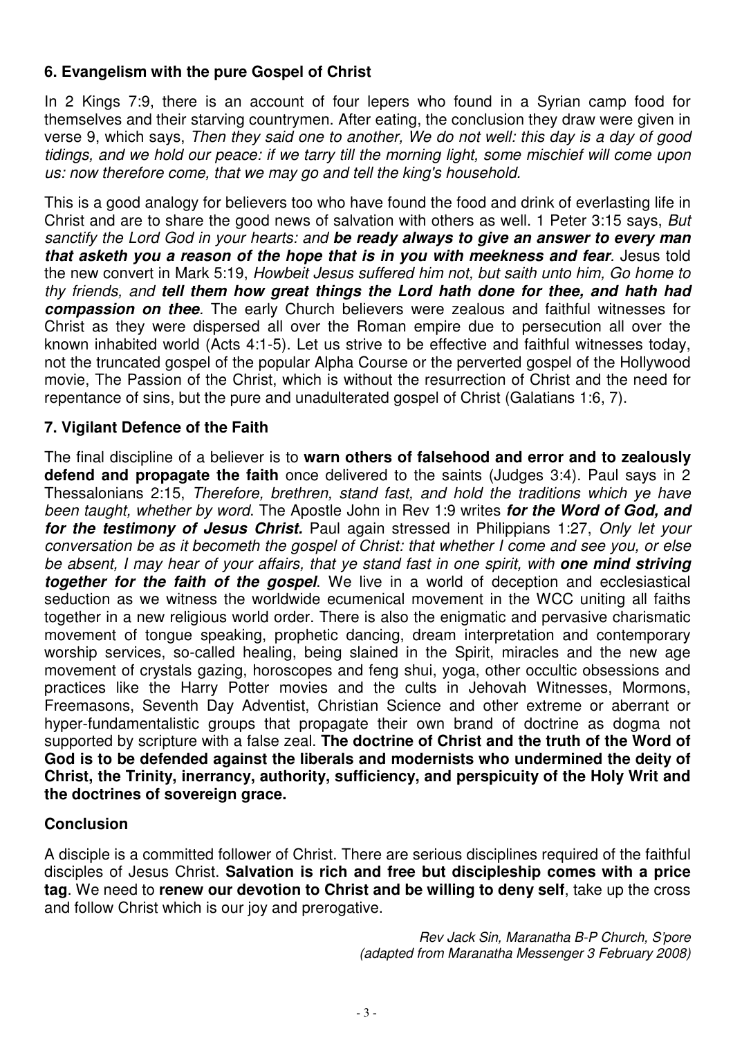### 6. Evangelism with the pure Gospel of Christ

In 2 Kings 7:9, there is an account of four lepers who found in a Syrian camp food for themselves and their starving countrymen. After eating, the conclusion they draw were given in verse 9, which says, *Then they said one to another, We do not well: this day is a day of good tidings, and we hold our peace: if we tarry till the morning light, some mischief will come upon us: now therefore come, that we may go and tell the king's household.*

This is a good analogy for believers too who have found the food and drink of everlasting life in Christ and are to share the good news of salvation with others as well. 1 Peter 3:15 says, *But sanctify the Lord God in your hearts: and* ***be ready always to give an answer to every man that asketh you a reason of the hope that is in you with meekness and fear***. Jesus told the new convert in Mark 5:19, *Howbeit Jesus suffered him not, but saith unto him, Go home to thy friends, and* ***tell them how great things the Lord hath done for thee, and hath had compassion on thee***. The early Church believers were zealous and faithful witnesses for Christ as they were dispersed all over the Roman empire due to persecution all over the known inhabited world (Acts 4:1-5). Let us strive to be effective and faithful witnesses today, not the truncated gospel of the popular Alpha Course or the perverted gospel of the Hollywood movie, The Passion of the Christ, which is without the resurrection of Christ and the need for repentance of sins, but the pure and unadulterated gospel of Christ (Galatians 1:6, 7).

### 7. Vigilant Defence of the Faith

The final discipline of a believer is to **warn others of falsehood and error and to zealously defend and propagate the faith** once delivered to the saints (Judges 3:4). Paul says in 2 Thessalonians 2:15, *Therefore, brethren, stand fast, and hold the traditions which ye have been taught, whether by word.* The Apostle John in Rev 1:9 writes ***for the Word of God, and for the testimony of Jesus Christ.*** Paul again stressed in Philippians 1:27, *Only let your conversation be as it becometh the gospel of Christ: that whether I come and see you, or else be absent, I may hear of your affairs, that ye stand fast in one spirit, with* ***one mind striving together for the faith of the gospel***. We live in a world of deception and ecclesiastical seduction as we witness the worldwide ecumenical movement in the WCC uniting all faiths together in a new religious world order. There is also the enigmatic and pervasive charismatic movement of tongue speaking, prophetic dancing, dream interpretation and contemporary worship services, so-called healing, being slained in the Spirit, miracles and the new age movement of crystals gazing, horoscopes and feng shui, yoga, other occultic obsessions and practices like the Harry Potter movies and the cults in Jehovah Witnesses, Mormons, Freemasons, Seventh Day Adventist, Christian Science and other extreme or aberrant or hyper-fundamentalistic groups that propagate their own brand of doctrine as dogma not supported by scripture with a false zeal. **The doctrine of Christ and the truth of the Word of God is to be defended against the liberals and modernists who undermined the deity of Christ, the Trinity, inerrancy, authority, sufficiency, and perspicuity of the Holy Writ and the doctrines of sovereign grace.**

### Conclusion

A disciple is a committed follower of Christ. There are serious disciplines required of the faithful disciples of Jesus Christ. **Salvation is rich and free but discipleship comes with a price tag**. We need to **renew our devotion to Christ and be willing to deny self**, take up the cross and follow Christ which is our joy and prerogative.

*Rev Jack Sin, Maranatha B-P Church, S'pore*
*(adapted from Maranatha Messenger 3 February 2008)*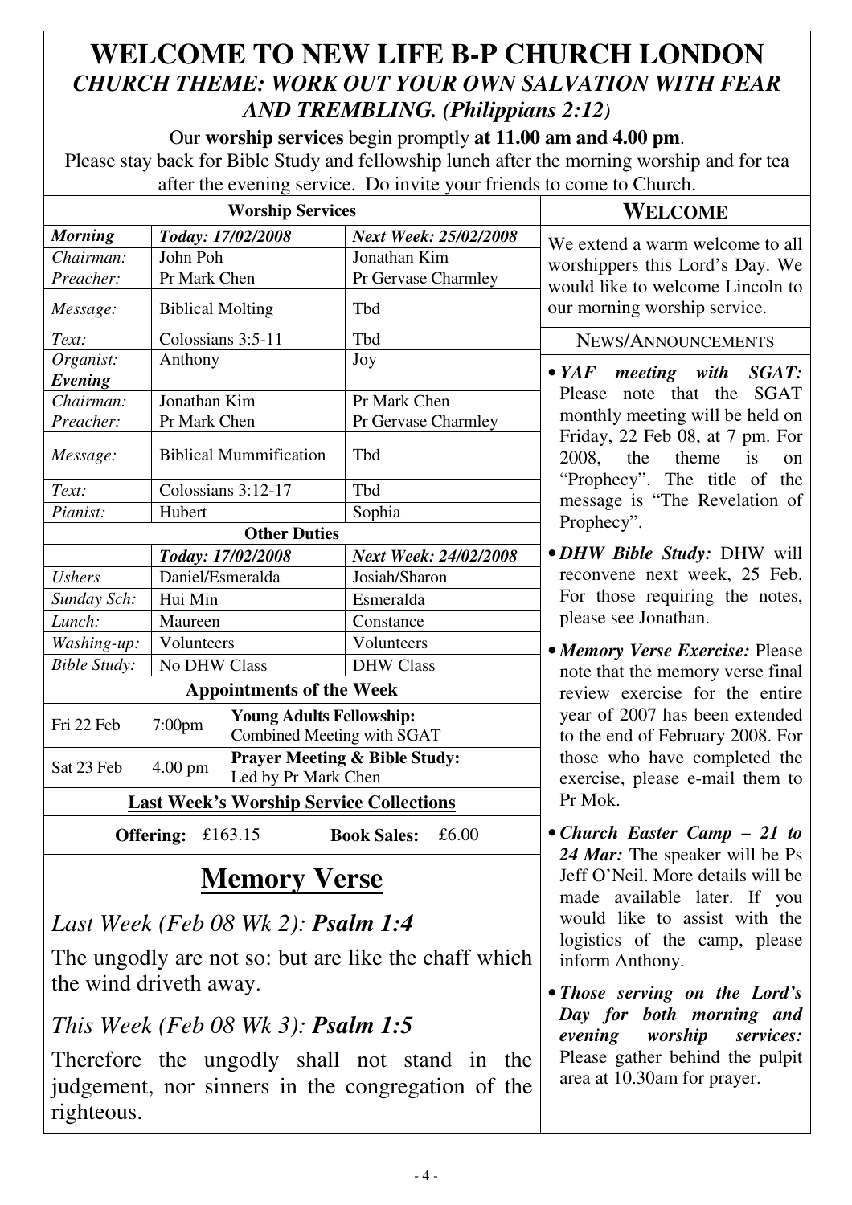# WELCOME TO NEW LIFE B-P CHURCH LONDON

## *CHURCH THEME: WORK OUT YOUR OWN SALVATION WITH FEAR AND TREMBLING. (Philippians 2:12)*

Our **worship services** begin promptly **at 11.00 am and 4.00 pm**.
Please stay back for Bible Study and fellowship lunch after the morning worship and for tea after the evening service. Do invite your friends to come to Church.

| Worship Services | | |
|---|---|---|
| ***Morning*** | ***Today: 17/02/2008*** | ***Next Week: 25/02/2008*** |
| *Chairman:* | John Poh | Jonathan Kim |
| *Preacher:* | Pr Mark Chen | Pr Gervase Charmley |
| *Message:* | Biblical Molting | Tbd |
| *Text:* | Colossians 3:5-11 | Tbd |
| *Organist:* | Anthony | Joy |
| ***Evening*** | | |
| *Chairman:* | Jonathan Kim | Pr Mark Chen |
| *Preacher:* | Pr Mark Chen | Pr Gervase Charmley |
| *Message:* | Biblical Mummification | Tbd |
| *Text:* | Colossians 3:12-17 | Tbd |
| *Pianist:* | Hubert | Sophia |
| **Other Duties** | | |
| | ***Today: 17/02/2008*** | ***Next Week: 24/02/2008*** |
| *Ushers* | Daniel/Esmeralda | Josiah/Sharon |
| *Sunday Sch:* | Hui Min | Esmeralda |
| *Lunch:* | Maureen | Constance |
| *Washing-up:* | Volunteers | Volunteers |
| *Bible Study:* | No DHW Class | DHW Class |

**Appointments of the Week**

| | | |
|---|---|---|
| Fri 22 Feb | 7:00pm | **Young Adults Fellowship:** Combined Meeting with SGAT |
| Sat 23 Feb | 4.00 pm | **Prayer Meeting & Bible Study:** Led by Pr Mark Chen |

**Last Week's Worship Service Collections**

**Offering:** £163.15 **Book Sales:** £6.00

# Memory Verse

### *Last Week (Feb 08 Wk 2): **Psalm 1:4***

The ungodly are not so: but are like the chaff which the wind driveth away.

### *This Week (Feb 08 Wk 3): **Psalm 1:5***

Therefore the ungodly shall not stand in the judgement, nor sinners in the congregation of the righteous.

## WELCOME

We extend a warm welcome to all worshippers this Lord's Day. We would like to welcome Lincoln to our morning worship service.

## NEWS/ANNOUNCEMENTS

- ***YAF meeting with SGAT:*** Please note that the SGAT monthly meeting will be held on Friday, 22 Feb 08, at 7 pm. For 2008, the theme is on "Prophecy". The title of the message is "The Revelation of Prophecy".
- ***DHW Bible Study:*** DHW will reconvene next week, 25 Feb. For those requiring the notes, please see Jonathan.
- ***Memory Verse Exercise:*** Please note that the memory verse final review exercise for the entire year of 2007 has been extended to the end of February 2008. For those who have completed the exercise, please e-mail them to Pr Mok.
- ***Church Easter Camp – 21 to 24 Mar:*** The speaker will be Ps Jeff O'Neil. More details will be made available later. If you would like to assist with the logistics of the camp, please inform Anthony.
- ***Those serving on the Lord's Day for both morning and evening worship services:*** Please gather behind the pulpit area at 10.30am for prayer.